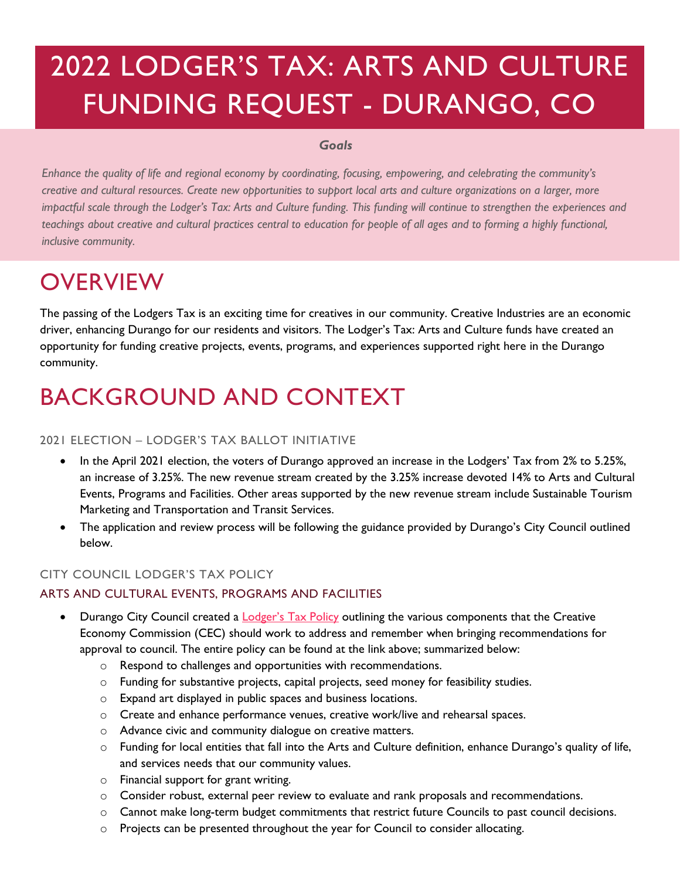# 2022 LODGER'S TAX: ARTS AND CULTURE FUNDING REQUEST - DURANGO, CO

***Goals***

*Enhance the quality of life and regional economy by coordinating, focusing, empowering, and celebrating the community's creative and cultural resources. Create new opportunities to support local arts and culture organizations on a larger, more impactful scale through the Lodger's Tax: Arts and Culture funding. This funding will continue to strengthen the experiences and teachings about creative and cultural practices central to education for people of all ages and to forming a highly functional, inclusive community.*

## OVERVIEW

The passing of the Lodgers Tax is an exciting time for creatives in our community. Creative Industries are an economic driver, enhancing Durango for our residents and visitors. The Lodger's Tax: Arts and Culture funds have created an opportunity for funding creative projects, events, programs, and experiences supported right here in the Durango community.

## BACKGROUND AND CONTEXT

### 2021 ELECTION – LODGER'S TAX BALLOT INITIATIVE

- In the April 2021 election, the voters of Durango approved an increase in the Lodgers' Tax from 2% to 5.25%, an increase of 3.25%. The new revenue stream created by the 3.25% increase devoted 14% to Arts and Cultural Events, Programs and Facilities. Other areas supported by the new revenue stream include Sustainable Tourism Marketing and Transportation and Transit Services.
- The application and review process will be following the guidance provided by Durango's City Council outlined below.

### CITY COUNCIL LODGER'S TAX POLICY

### ARTS AND CULTURAL EVENTS, PROGRAMS AND FACILITIES

- Durango City Council created a Lodger's Tax Policy outlining the various components that the Creative Economy Commission (CEC) should work to address and remember when bringing recommendations for approval to council. The entire policy can be found at the link above; summarized below:
  - Respond to challenges and opportunities with recommendations.
  - Funding for substantive projects, capital projects, seed money for feasibility studies.
  - Expand art displayed in public spaces and business locations.
  - Create and enhance performance venues, creative work/live and rehearsal spaces.
  - Advance civic and community dialogue on creative matters.
  - Funding for local entities that fall into the Arts and Culture definition, enhance Durango's quality of life, and services needs that our community values.
  - Financial support for grant writing.
  - Consider robust, external peer review to evaluate and rank proposals and recommendations.
  - Cannot make long-term budget commitments that restrict future Councils to past council decisions.
  - Projects can be presented throughout the year for Council to consider allocating.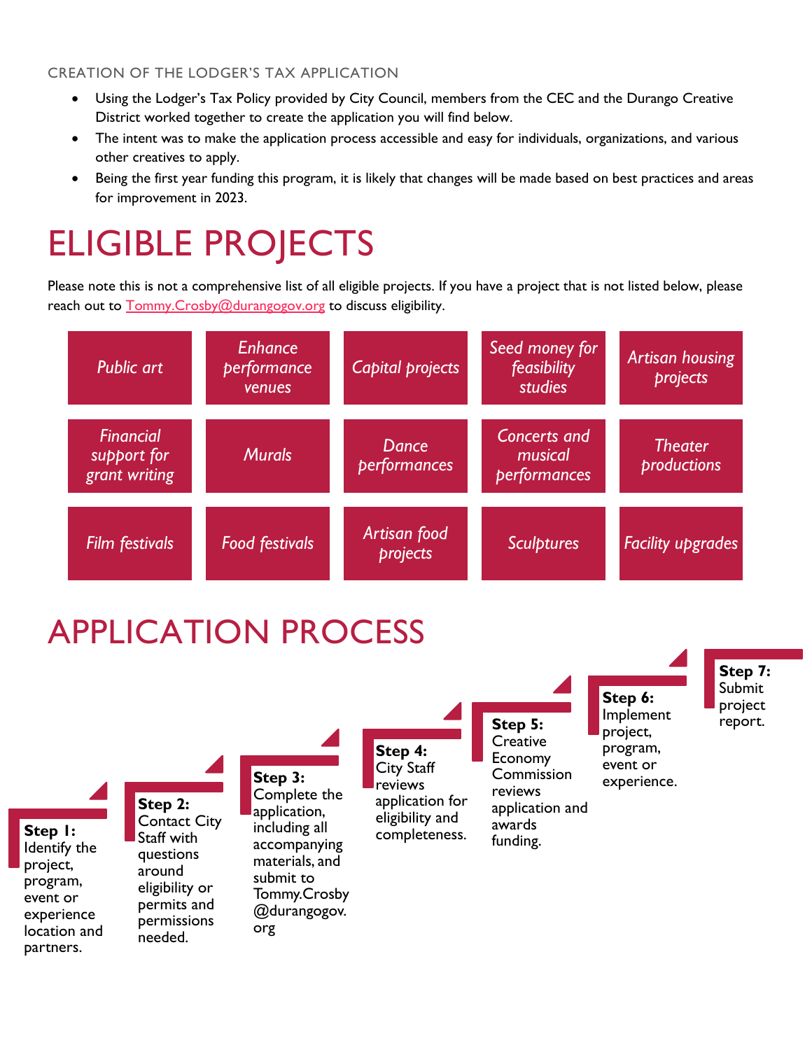### CREATION OF THE LODGER'S TAX APPLICATION

- Using the Lodger's Tax Policy provided by City Council, members from the CEC and the Durango Creative District worked together to create the application you will find below.
- The intent was to make the application process accessible and easy for individuals, organizations, and various other creatives to apply.
- Being the first year funding this program, it is likely that changes will be made based on best practices and areas for improvement in 2023.

# ELIGIBLE PROJECTS

Please note this is not a comprehensive list of all eligible projects. If you have a project that is not listed below, please reach out to Tommy.Crosby@durangogov.org to discuss eligibility.

| | | | | |
|---|---|---|---|---|
| *Public art* | *Enhance performance venues* | *Capital projects* | *Seed money for feasibility studies* | *Artisan housing projects* |
| *Financial support for grant writing* | *Murals* | *Dance performances* | *Concerts and musical performances* | *Theater productions* |
| *Film festivals* | *Food festivals* | *Artisan food projects* | *Sculptures* | *Facility upgrades* |

# APPLICATION PROCESS

**Step 1:** Identify the project, program, event or experience location and partners.

**Step 2:** Contact City Staff with questions around eligibility or permits and permissions needed.

**Step 3:** Complete the application, including all accompanying materials, and submit to Tommy.Crosby@durangogov.org

**Step 4:** City Staff reviews application for eligibility and completeness.

**Step 5:** Creative Economy Commission reviews application and awards funding.

**Step 6:** Implement project, program, event or experience.

**Step 7:** Submit project report.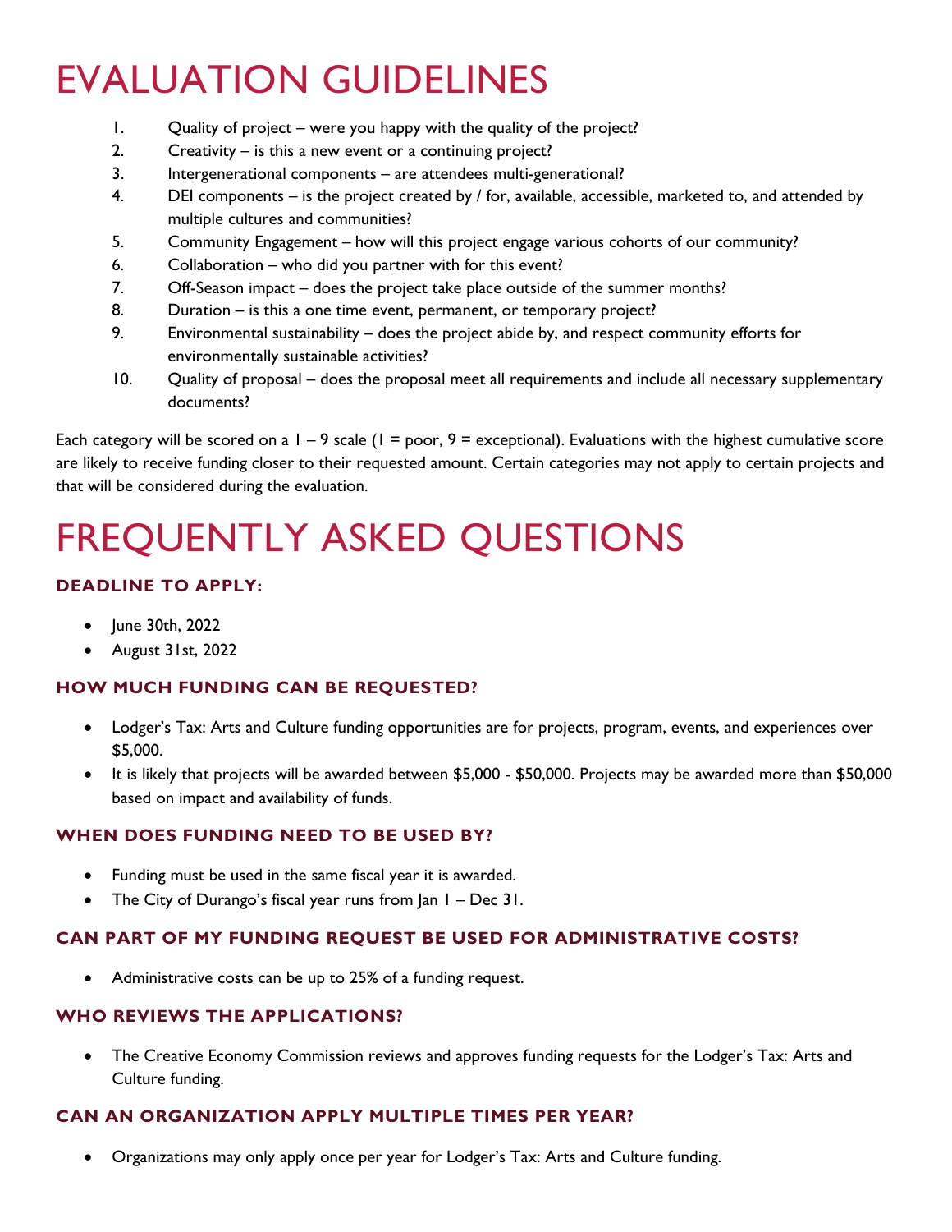# EVALUATION GUIDELINES

1. Quality of project – were you happy with the quality of the project?
2. Creativity – is this a new event or a continuing project?
3. Intergenerational components – are attendees multi-generational?
4. DEI components – is the project created by / for, available, accessible, marketed to, and attended by multiple cultures and communities?
5. Community Engagement – how will this project engage various cohorts of our community?
6. Collaboration – who did you partner with for this event?
7. Off-Season impact – does the project take place outside of the summer months?
8. Duration – is this a one time event, permanent, or temporary project?
9. Environmental sustainability – does the project abide by, and respect community efforts for environmentally sustainable activities?
10. Quality of proposal – does the proposal meet all requirements and include all necessary supplementary documents?

Each category will be scored on a 1 – 9 scale (1 = poor, 9 = exceptional). Evaluations with the highest cumulative score are likely to receive funding closer to their requested amount. Certain categories may not apply to certain projects and that will be considered during the evaluation.

# FREQUENTLY ASKED QUESTIONS

### DEADLINE TO APPLY:

- June 30th, 2022
- August 31st, 2022

### HOW MUCH FUNDING CAN BE REQUESTED?

- Lodger's Tax: Arts and Culture funding opportunities are for projects, program, events, and experiences over $5,000.
- It is likely that projects will be awarded between $5,000 - $50,000. Projects may be awarded more than $50,000 based on impact and availability of funds.

### WHEN DOES FUNDING NEED TO BE USED BY?

- Funding must be used in the same fiscal year it is awarded.
- The City of Durango's fiscal year runs from Jan 1 – Dec 31.

### CAN PART OF MY FUNDING REQUEST BE USED FOR ADMINISTRATIVE COSTS?

- Administrative costs can be up to 25% of a funding request.

### WHO REVIEWS THE APPLICATIONS?

- The Creative Economy Commission reviews and approves funding requests for the Lodger's Tax: Arts and Culture funding.

### CAN AN ORGANIZATION APPLY MULTIPLE TIMES PER YEAR?

- Organizations may only apply once per year for Lodger's Tax: Arts and Culture funding.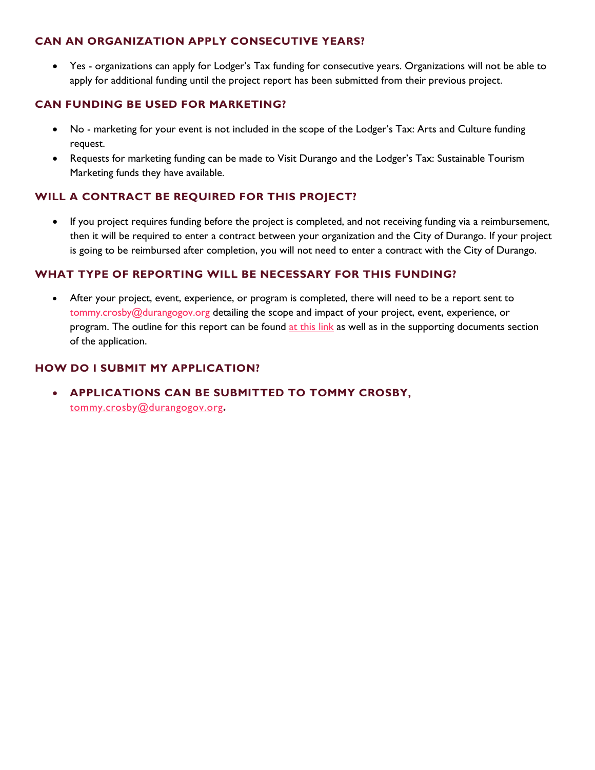### CAN AN ORGANIZATION APPLY CONSECUTIVE YEARS?

- Yes - organizations can apply for Lodger's Tax funding for consecutive years. Organizations will not be able to apply for additional funding until the project report has been submitted from their previous project.

### CAN FUNDING BE USED FOR MARKETING?

- No - marketing for your event is not included in the scope of the Lodger's Tax: Arts and Culture funding request.
- Requests for marketing funding can be made to Visit Durango and the Lodger's Tax: Sustainable Tourism Marketing funds they have available.

### WILL A CONTRACT BE REQUIRED FOR THIS PROJECT?

- If you project requires funding before the project is completed, and not receiving funding via a reimbursement, then it will be required to enter a contract between your organization and the City of Durango. If your project is going to be reimbursed after completion, you will not need to enter a contract with the City of Durango.

### WHAT TYPE OF REPORTING WILL BE NECESSARY FOR THIS FUNDING?

- After your project, event, experience, or program is completed, there will need to be a report sent to tommy.crosby@durangogov.org detailing the scope and impact of your project, event, experience, or program. The outline for this report can be found at this link as well as in the supporting documents section of the application.

### HOW DO I SUBMIT MY APPLICATION?

- **APPLICATIONS CAN BE SUBMITTED TO TOMMY CROSBY,** tommy.crosby@durangogov.org**.**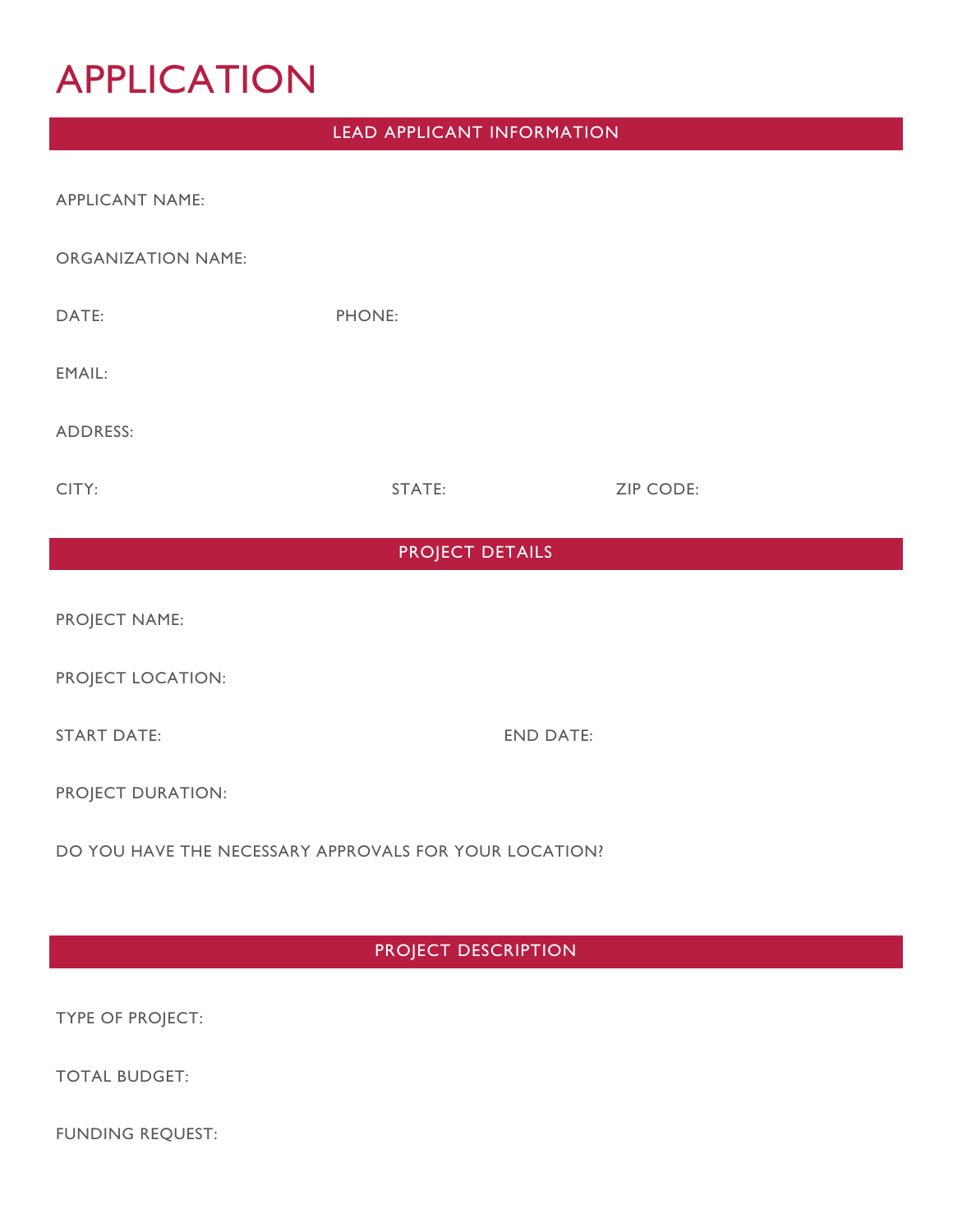# APPLICATION

## LEAD APPLICANT INFORMATION

APPLICANT NAME:

ORGANIZATION NAME:

DATE: PHONE:

EMAIL:

ADDRESS:

CITY: STATE: ZIP CODE:

## PROJECT DETAILS

PROJECT NAME:

PROJECT LOCATION:

START DATE: END DATE:

PROJECT DURATION:

DO YOU HAVE THE NECESSARY APPROVALS FOR YOUR LOCATION?

## PROJECT DESCRIPTION

TYPE OF PROJECT:

TOTAL BUDGET:

FUNDING REQUEST: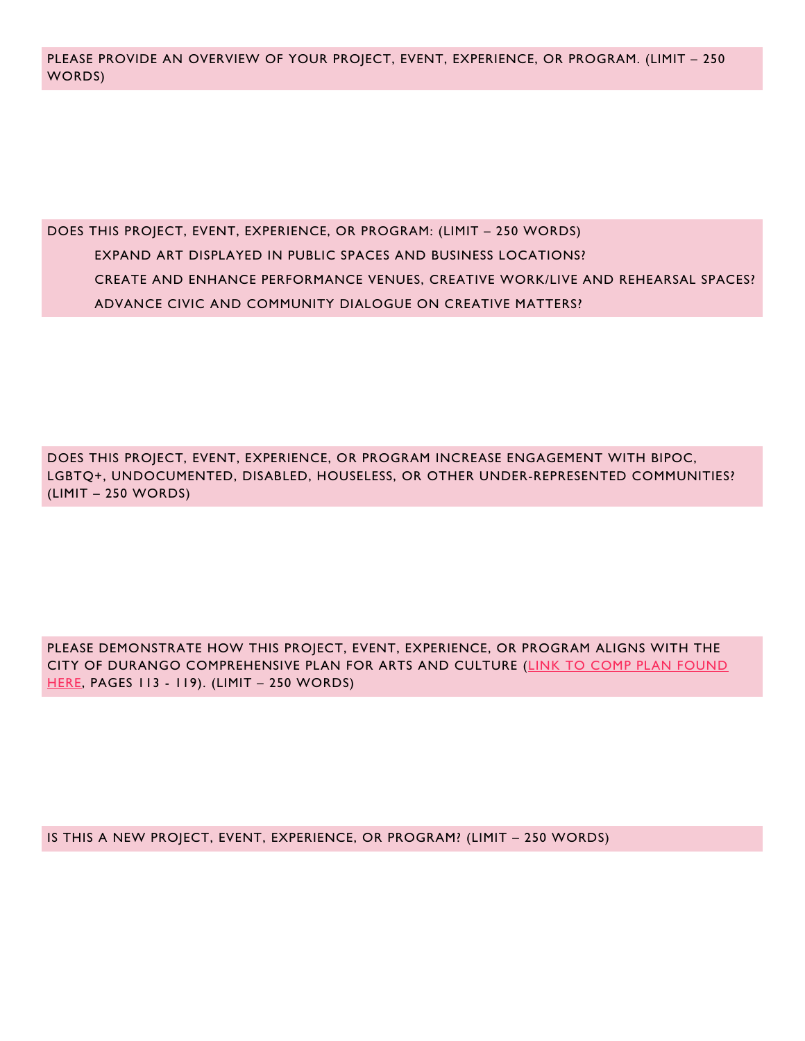PLEASE PROVIDE AN OVERVIEW OF YOUR PROJECT, EVENT, EXPERIENCE, OR PROGRAM. (LIMIT – 250 WORDS)

DOES THIS PROJECT, EVENT, EXPERIENCE, OR PROGRAM: (LIMIT – 250 WORDS)

- EXPAND ART DISPLAYED IN PUBLIC SPACES AND BUSINESS LOCATIONS?
- CREATE AND ENHANCE PERFORMANCE VENUES, CREATIVE WORK/LIVE AND REHEARSAL SPACES?
- ADVANCE CIVIC AND COMMUNITY DIALOGUE ON CREATIVE MATTERS?

DOES THIS PROJECT, EVENT, EXPERIENCE, OR PROGRAM INCREASE ENGAGEMENT WITH BIPOC, LGBTQ+, UNDOCUMENTED, DISABLED, HOUSELESS, OR OTHER UNDER-REPRESENTED COMMUNITIES? (LIMIT – 250 WORDS)

PLEASE DEMONSTRATE HOW THIS PROJECT, EVENT, EXPERIENCE, OR PROGRAM ALIGNS WITH THE CITY OF DURANGO COMPREHENSIVE PLAN FOR ARTS AND CULTURE (LINK TO COMP PLAN FOUND HERE, PAGES 113 - 119). (LIMIT – 250 WORDS)

IS THIS A NEW PROJECT, EVENT, EXPERIENCE, OR PROGRAM? (LIMIT – 250 WORDS)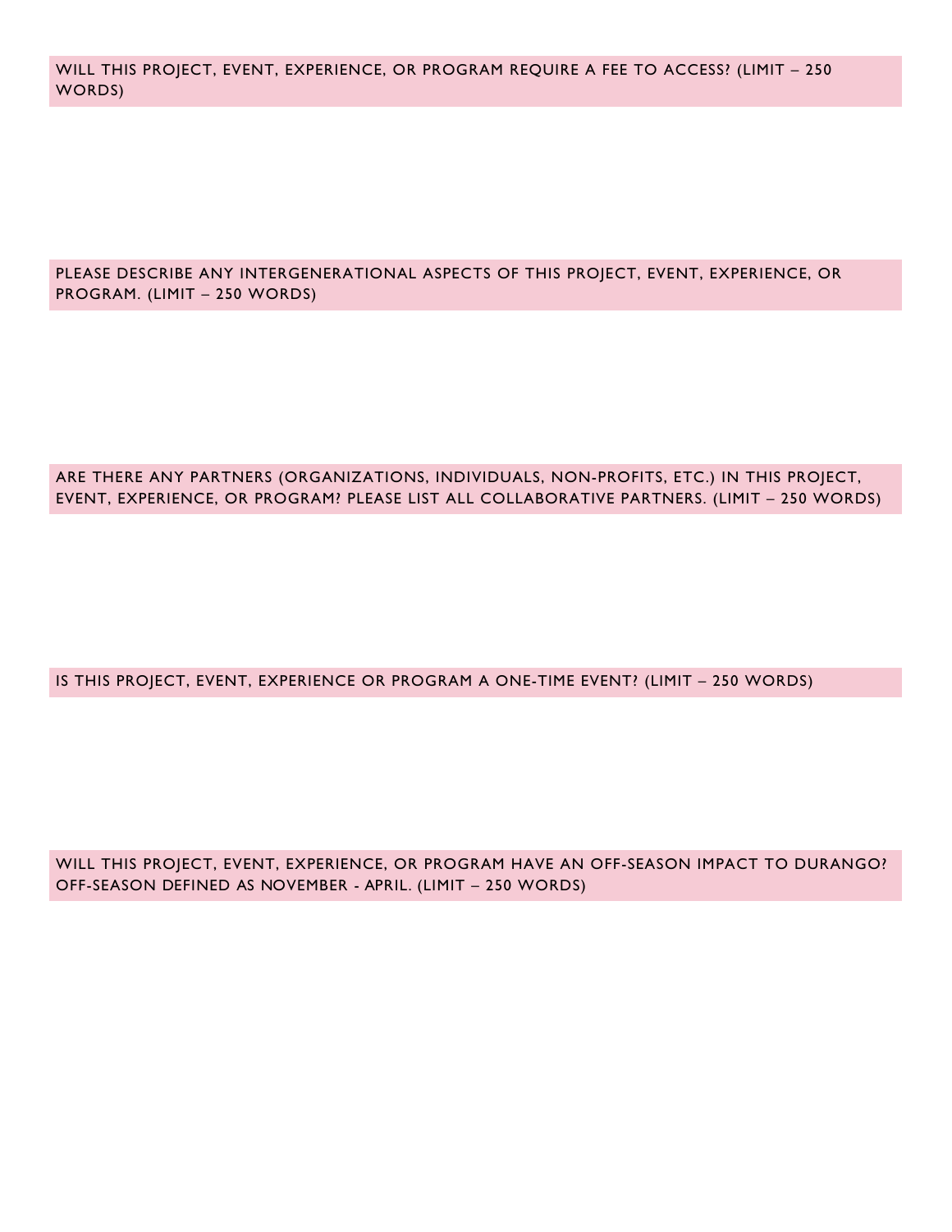WILL THIS PROJECT, EVENT, EXPERIENCE, OR PROGRAM REQUIRE A FEE TO ACCESS? (LIMIT – 250 WORDS)

PLEASE DESCRIBE ANY INTERGENERATIONAL ASPECTS OF THIS PROJECT, EVENT, EXPERIENCE, OR PROGRAM. (LIMIT – 250 WORDS)

ARE THERE ANY PARTNERS (ORGANIZATIONS, INDIVIDUALS, NON-PROFITS, ETC.) IN THIS PROJECT, EVENT, EXPERIENCE, OR PROGRAM? PLEASE LIST ALL COLLABORATIVE PARTNERS. (LIMIT – 250 WORDS)

IS THIS PROJECT, EVENT, EXPERIENCE OR PROGRAM A ONE-TIME EVENT? (LIMIT – 250 WORDS)

WILL THIS PROJECT, EVENT, EXPERIENCE, OR PROGRAM HAVE AN OFF-SEASON IMPACT TO DURANGO? OFF-SEASON DEFINED AS NOVEMBER - APRIL. (LIMIT – 250 WORDS)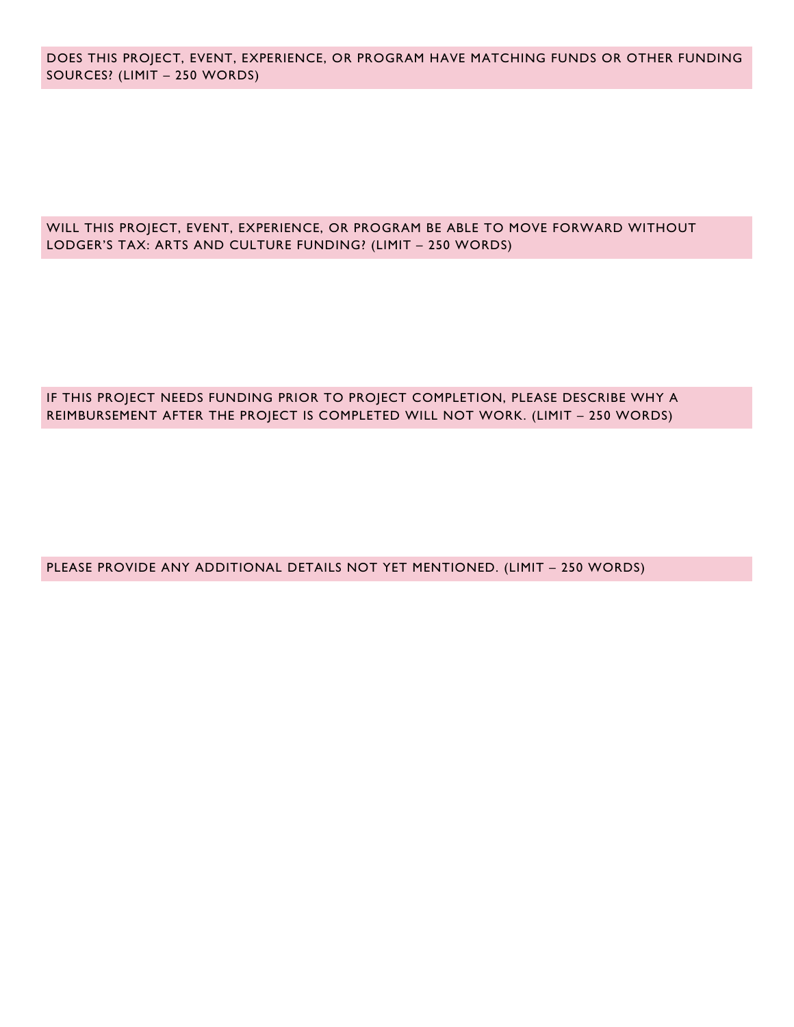DOES THIS PROJECT, EVENT, EXPERIENCE, OR PROGRAM HAVE MATCHING FUNDS OR OTHER FUNDING SOURCES? (LIMIT – 250 WORDS)

WILL THIS PROJECT, EVENT, EXPERIENCE, OR PROGRAM BE ABLE TO MOVE FORWARD WITHOUT LODGER'S TAX: ARTS AND CULTURE FUNDING? (LIMIT – 250 WORDS)

IF THIS PROJECT NEEDS FUNDING PRIOR TO PROJECT COMPLETION, PLEASE DESCRIBE WHY A REIMBURSEMENT AFTER THE PROJECT IS COMPLETED WILL NOT WORK. (LIMIT – 250 WORDS)

PLEASE PROVIDE ANY ADDITIONAL DETAILS NOT YET MENTIONED. (LIMIT – 250 WORDS)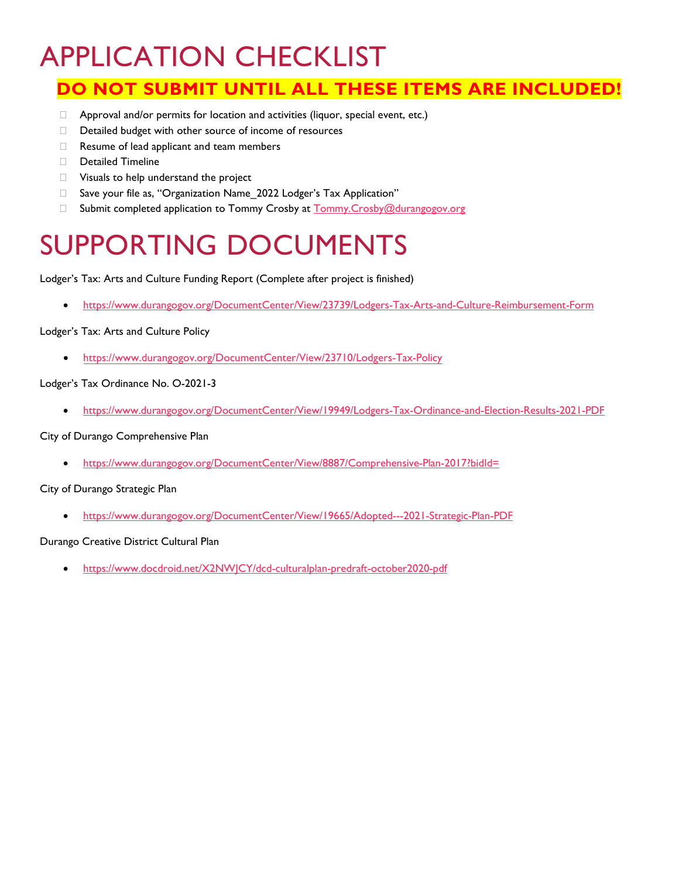# APPLICATION CHECKLIST

## DO NOT SUBMIT UNTIL ALL THESE ITEMS ARE INCLUDED!

- ☐ Approval and/or permits for location and activities (liquor, special event, etc.)
- ☐ Detailed budget with other source of income of resources
- ☐ Resume of lead applicant and team members
- ☐ Detailed Timeline
- ☐ Visuals to help understand the project
- ☐ Save your file as, "Organization Name_2022 Lodger's Tax Application"
- ☐ Submit completed application to Tommy Crosby at Tommy.Crosby@durangogov.org

# SUPPORTING DOCUMENTS

Lodger's Tax: Arts and Culture Funding Report (Complete after project is finished)

- https://www.durangogov.org/DocumentCenter/View/23739/Lodgers-Tax-Arts-and-Culture-Reimbursement-Form

Lodger's Tax: Arts and Culture Policy

- https://www.durangogov.org/DocumentCenter/View/23710/Lodgers-Tax-Policy

Lodger's Tax Ordinance No. O-2021-3

- https://www.durangogov.org/DocumentCenter/View/19949/Lodgers-Tax-Ordinance-and-Election-Results-2021-PDF

City of Durango Comprehensive Plan

- https://www.durangogov.org/DocumentCenter/View/8887/Comprehensive-Plan-2017?bidId=

City of Durango Strategic Plan

- https://www.durangogov.org/DocumentCenter/View/19665/Adopted---2021-Strategic-Plan-PDF

Durango Creative District Cultural Plan

- https://www.docdroid.net/X2NWJCY/dcd-culturalplan-predraft-october2020-pdf